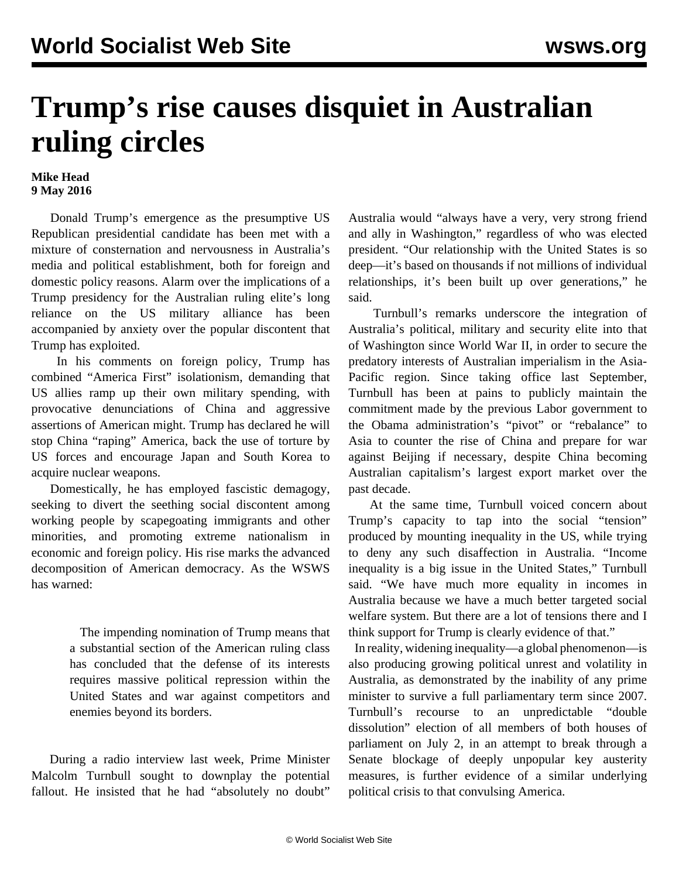# Trump's rise causes disquiet in Australian ruling circles

**Mike Head**
**9 May 2016**

Donald Trump's emergence as the presumptive US Republican presidential candidate has been met with a mixture of consternation and nervousness in Australia's media and political establishment, both for foreign and domestic policy reasons. Alarm over the implications of a Trump presidency for the Australian ruling elite's long reliance on the US military alliance has been accompanied by anxiety over the popular discontent that Trump has exploited.

In his comments on foreign policy, Trump has combined "America First" isolationism, demanding that US allies ramp up their own military spending, with provocative denunciations of China and aggressive assertions of American might. Trump has declared he will stop China "raping" America, back the use of torture by US forces and encourage Japan and South Korea to acquire nuclear weapons.

Domestically, he has employed fascistic demagogy, seeking to divert the seething social discontent among working people by scapegoating immigrants and other minorities, and promoting extreme nationalism in economic and foreign policy. His rise marks the advanced decomposition of American democracy. As the WSWS has warned:

> The impending nomination of Trump means that a substantial section of the American ruling class has concluded that the defense of its interests requires massive political repression within the United States and war against competitors and enemies beyond its borders.

During a radio interview last week, Prime Minister Malcolm Turnbull sought to downplay the potential fallout. He insisted that he had "absolutely no doubt" Australia would "always have a very, very strong friend and ally in Washington," regardless of who was elected president. "Our relationship with the United States is so deep—it's based on thousands if not millions of individual relationships, it's been built up over generations," he said.

Turnbull's remarks underscore the integration of Australia's political, military and security elite into that of Washington since World War II, in order to secure the predatory interests of Australian imperialism in the Asia-Pacific region. Since taking office last September, Turnbull has been at pains to publicly maintain the commitment made by the previous Labor government to the Obama administration's "pivot" or "rebalance" to Asia to counter the rise of China and prepare for war against Beijing if necessary, despite China becoming Australian capitalism's largest export market over the past decade.

At the same time, Turnbull voiced concern about Trump's capacity to tap into the social "tension" produced by mounting inequality in the US, while trying to deny any such disaffection in Australia. "Income inequality is a big issue in the United States," Turnbull said. "We have much more equality in incomes in Australia because we have a much better targeted social welfare system. But there are a lot of tensions there and I think support for Trump is clearly evidence of that."

In reality, widening inequality—a global phenomenon—is also producing growing political unrest and volatility in Australia, as demonstrated by the inability of any prime minister to survive a full parliamentary term since 2007. Turnbull's recourse to an unpredictable "double dissolution" election of all members of both houses of parliament on July 2, in an attempt to break through a Senate blockage of deeply unpopular key austerity measures, is further evidence of a similar underlying political crisis to that convulsing America.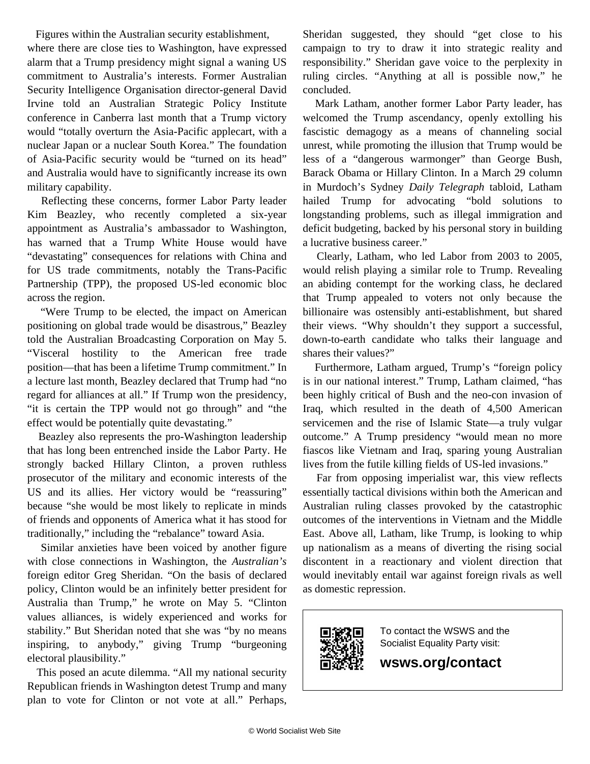Figures within the Australian security establishment, where there are close ties to Washington, have expressed alarm that a Trump presidency might signal a waning US commitment to Australia's interests. Former Australian Security Intelligence Organisation director-general David Irvine told an Australian Strategic Policy Institute conference in Canberra last month that a Trump victory would "totally overturn the Asia-Pacific applecart, with a nuclear Japan or a nuclear South Korea." The foundation of Asia-Pacific security would be "turned on its head" and Australia would have to significantly increase its own military capability.

Reflecting these concerns, former Labor Party leader Kim Beazley, who recently completed a six-year appointment as Australia's ambassador to Washington, has warned that a Trump White House would have "devastating" consequences for relations with China and for US trade commitments, notably the Trans-Pacific Partnership (TPP), the proposed US-led economic bloc across the region.

"Were Trump to be elected, the impact on American positioning on global trade would be disastrous," Beazley told the Australian Broadcasting Corporation on May 5. "Visceral hostility to the American free trade position—that has been a lifetime Trump commitment." In a lecture last month, Beazley declared that Trump had "no regard for alliances at all." If Trump won the presidency, "it is certain the TPP would not go through" and "the effect would be potentially quite devastating."

Beazley also represents the pro-Washington leadership that has long been entrenched inside the Labor Party. He strongly backed Hillary Clinton, a proven ruthless prosecutor of the military and economic interests of the US and its allies. Her victory would be "reassuring" because "she would be most likely to replicate in minds of friends and opponents of America what it has stood for traditionally," including the "rebalance" toward Asia.

Similar anxieties have been voiced by another figure with close connections in Washington, the *Australian's* foreign editor Greg Sheridan. "On the basis of declared policy, Clinton would be an infinitely better president for Australia than Trump," he wrote on May 5. "Clinton values alliances, is widely experienced and works for stability." But Sheridan noted that she was "by no means inspiring, to anybody," giving Trump "burgeoning electoral plausibility."

This posed an acute dilemma. "All my national security Republican friends in Washington detest Trump and many plan to vote for Clinton or not vote at all." Perhaps, Sheridan suggested, they should "get close to his campaign to try to draw it into strategic reality and responsibility." Sheridan gave voice to the perplexity in ruling circles. "Anything at all is possible now," he concluded.

Mark Latham, another former Labor Party leader, has welcomed the Trump ascendancy, openly extolling his fascistic demagogy as a means of channeling social unrest, while promoting the illusion that Trump would be less of a "dangerous warmonger" than George Bush, Barack Obama or Hillary Clinton. In a March 29 column in Murdoch's Sydney *Daily Telegraph* tabloid, Latham hailed Trump for advocating "bold solutions to longstanding problems, such as illegal immigration and deficit budgeting, backed by his personal story in building a lucrative business career."

Clearly, Latham, who led Labor from 2003 to 2005, would relish playing a similar role to Trump. Revealing an abiding contempt for the working class, he declared that Trump appealed to voters not only because the billionaire was ostensibly anti-establishment, but shared their views. "Why shouldn't they support a successful, down-to-earth candidate who talks their language and shares their values?"

Furthermore, Latham argued, Trump's "foreign policy is in our national interest." Trump, Latham claimed, "has been highly critical of Bush and the neo-con invasion of Iraq, which resulted in the death of 4,500 American servicemen and the rise of Islamic State—a truly vulgar outcome." A Trump presidency "would mean no more fiascos like Vietnam and Iraq, sparing young Australian lives from the futile killing fields of US-led invasions."

Far from opposing imperialist war, this view reflects essentially tactical divisions within both the American and Australian ruling classes provoked by the catastrophic outcomes of the interventions in Vietnam and the Middle East. Above all, Latham, like Trump, is looking to whip up nationalism as a means of diverting the rising social discontent in a reactionary and violent direction that would inevitably entail war against foreign rivals as well as domestic repression.

To contact the WSWS and the Socialist Equality Party visit:

**wsws.org/contact**